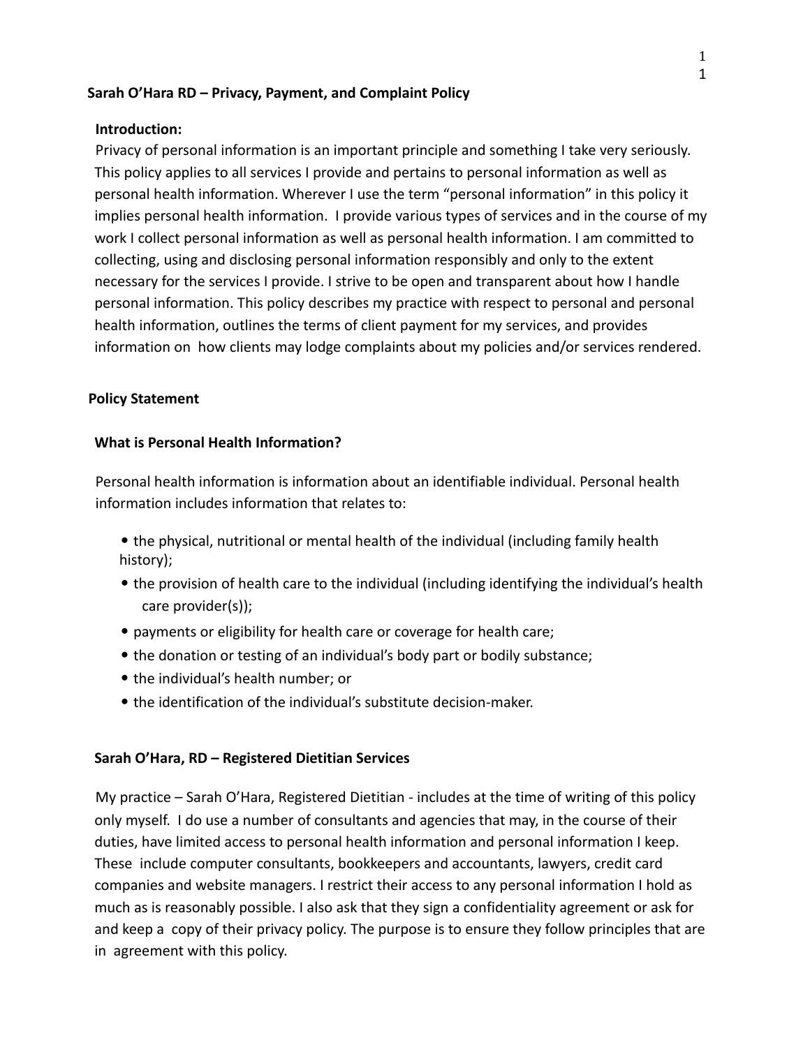# Sarah O'Hara RD – Privacy, Payment, and Complaint Policy

## Introduction:

Privacy of personal information is an important principle and something I take very seriously. This policy applies to all services I provide and pertains to personal information as well as personal health information. Wherever I use the term "personal information" in this policy it implies personal health information. I provide various types of services and in the course of my work I collect personal information as well as personal health information. I am committed to collecting, using and disclosing personal information responsibly and only to the extent necessary for the services I provide. I strive to be open and transparent about how I handle personal information. This policy describes my practice with respect to personal and personal health information, outlines the terms of client payment for my services, and provides information on how clients may lodge complaints about my policies and/or services rendered.

## Policy Statement

### What is Personal Health Information?

Personal health information is information about an identifiable individual. Personal health information includes information that relates to:

- the physical, nutritional or mental health of the individual (including family health history);
- the provision of health care to the individual (including identifying the individual's health care provider(s));
- payments or eligibility for health care or coverage for health care;
- the donation or testing of an individual's body part or bodily substance;
- the individual's health number; or
- the identification of the individual's substitute decision-maker.

### Sarah O'Hara, RD – Registered Dietitian Services

My practice – Sarah O'Hara, Registered Dietitian - includes at the time of writing of this policy only myself. I do use a number of consultants and agencies that may, in the course of their duties, have limited access to personal health information and personal information I keep. These include computer consultants, bookkeepers and accountants, lawyers, credit card companies and website managers. I restrict their access to any personal information I hold as much as is reasonably possible. I also ask that they sign a confidentiality agreement or ask for and keep a copy of their privacy policy. The purpose is to ensure they follow principles that are in agreement with this policy.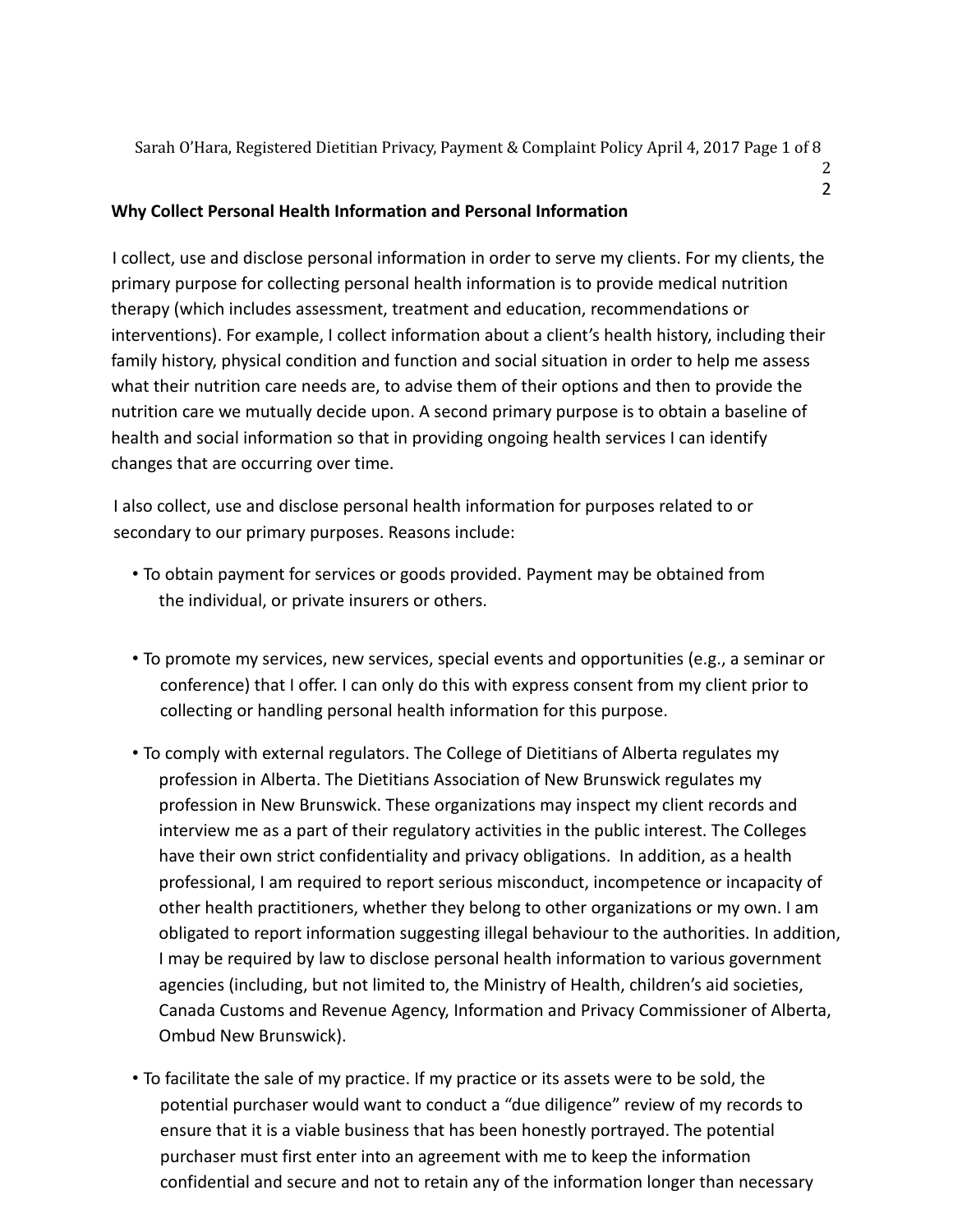### Why Collect Personal Health Information and Personal Information

I collect, use and disclose personal information in order to serve my clients. For my clients, the primary purpose for collecting personal health information is to provide medical nutrition therapy (which includes assessment, treatment and education, recommendations or interventions). For example, I collect information about a client's health history, including their family history, physical condition and function and social situation in order to help me assess what their nutrition care needs are, to advise them of their options and then to provide the nutrition care we mutually decide upon. A second primary purpose is to obtain a baseline of health and social information so that in providing ongoing health services I can identify changes that are occurring over time.

I also collect, use and disclose personal health information for purposes related to or secondary to our primary purposes. Reasons include:

- To obtain payment for services or goods provided. Payment may be obtained from the individual, or private insurers or others.
- To promote my services, new services, special events and opportunities (e.g., a seminar or conference) that I offer. I can only do this with express consent from my client prior to collecting or handling personal health information for this purpose.
- To comply with external regulators. The College of Dietitians of Alberta regulates my profession in Alberta. The Dietitians Association of New Brunswick regulates my profession in New Brunswick. These organizations may inspect my client records and interview me as a part of their regulatory activities in the public interest. The Colleges have their own strict confidentiality and privacy obligations. In addition, as a health professional, I am required to report serious misconduct, incompetence or incapacity of other health practitioners, whether they belong to other organizations or my own. I am obligated to report information suggesting illegal behaviour to the authorities. In addition, I may be required by law to disclose personal health information to various government agencies (including, but not limited to, the Ministry of Health, children's aid societies, Canada Customs and Revenue Agency, Information and Privacy Commissioner of Alberta, Ombud New Brunswick).
- To facilitate the sale of my practice. If my practice or its assets were to be sold, the potential purchaser would want to conduct a "due diligence" review of my records to ensure that it is a viable business that has been honestly portrayed. The potential purchaser must first enter into an agreement with me to keep the information confidential and secure and not to retain any of the information longer than necessary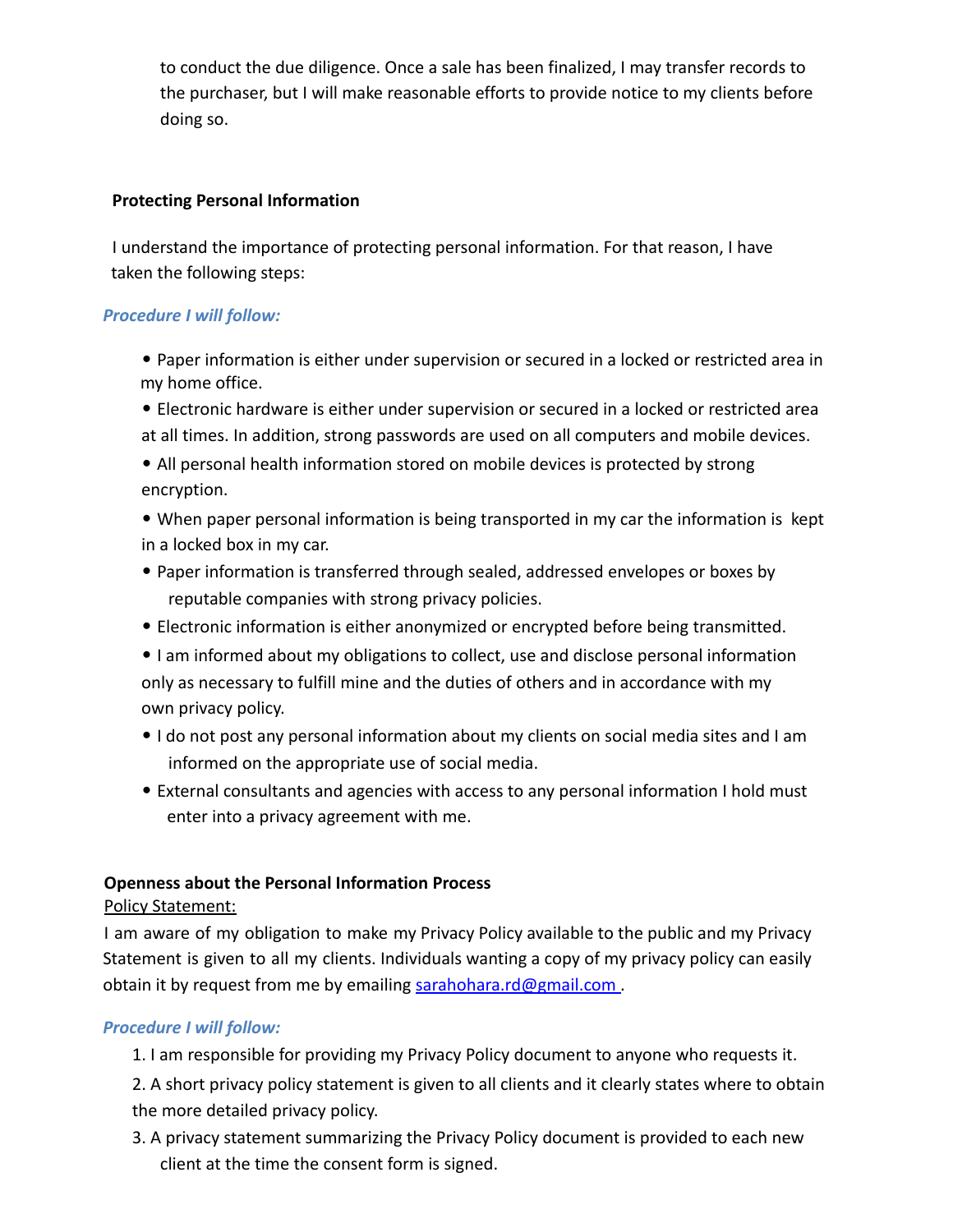to conduct the due diligence. Once a sale has been finalized, I may transfer records to the purchaser, but I will make reasonable efforts to provide notice to my clients before doing so.

**Protecting Personal Information**

I understand the importance of protecting personal information. For that reason, I have taken the following steps:

***Procedure I will follow:***

- Paper information is either under supervision or secured in a locked or restricted area in my home office.
- Electronic hardware is either under supervision or secured in a locked or restricted area at all times. In addition, strong passwords are used on all computers and mobile devices.
- All personal health information stored on mobile devices is protected by strong encryption.
- When paper personal information is being transported in my car the information is kept in a locked box in my car.
- Paper information is transferred through sealed, addressed envelopes or boxes by reputable companies with strong privacy policies.
- Electronic information is either anonymized or encrypted before being transmitted.
- I am informed about my obligations to collect, use and disclose personal information only as necessary to fulfill mine and the duties of others and in accordance with my own privacy policy.
- I do not post any personal information about my clients on social media sites and I am informed on the appropriate use of social media.
- External consultants and agencies with access to any personal information I hold must enter into a privacy agreement with me.

**Openness about the Personal Information Process**

Policy Statement:

I am aware of my obligation to make my Privacy Policy available to the public and my Privacy Statement is given to all my clients. Individuals wanting a copy of my privacy policy can easily obtain it by request from me by emailing sarahohara.rd@gmail.com .

***Procedure I will follow:***

1. I am responsible for providing my Privacy Policy document to anyone who requests it.
2. A short privacy policy statement is given to all clients and it clearly states where to obtain the more detailed privacy policy.
3. A privacy statement summarizing the Privacy Policy document is provided to each new client at the time the consent form is signed.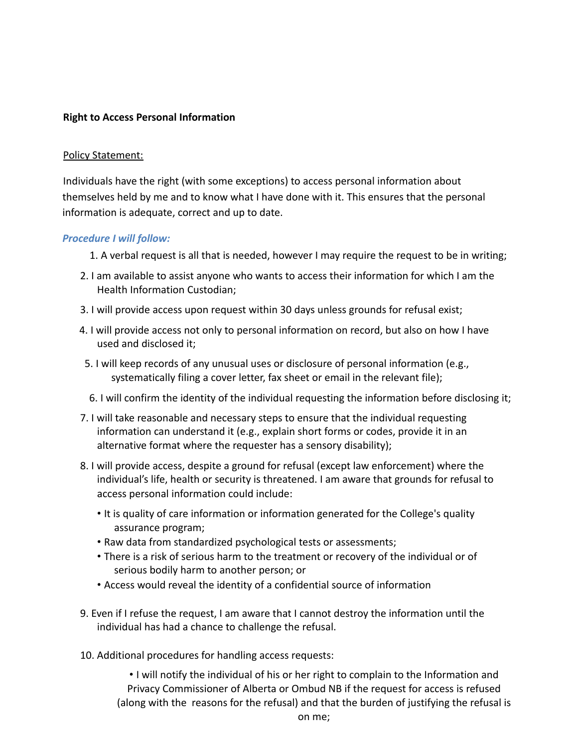**Right to Access Personal Information**

Policy Statement:

Individuals have the right (with some exceptions) to access personal information about themselves held by me and to know what I have done with it. This ensures that the personal information is adequate, correct and up to date.

***Procedure I will follow:***

1. A verbal request is all that is needed, however I may require the request to be in writing;
2. I am available to assist anyone who wants to access their information for which I am the Health Information Custodian;
3. I will provide access upon request within 30 days unless grounds for refusal exist;
4. I will provide access not only to personal information on record, but also on how I have used and disclosed it;
5. I will keep records of any unusual uses or disclosure of personal information (e.g., systematically filing a cover letter, fax sheet or email in the relevant file);
6. I will confirm the identity of the individual requesting the information before disclosing it;
7. I will take reasonable and necessary steps to ensure that the individual requesting information can understand it (e.g., explain short forms or codes, provide it in an alternative format where the requester has a sensory disability);
8. I will provide access, despite a ground for refusal (except law enforcement) where the individual's life, health or security is threatened. I am aware that grounds for refusal to access personal information could include:
   - It is quality of care information or information generated for the College's quality assurance program;
   - Raw data from standardized psychological tests or assessments;
   - There is a risk of serious harm to the treatment or recovery of the individual or of serious bodily harm to another person; or
   - Access would reveal the identity of a confidential source of information
9. Even if I refuse the request, I am aware that I cannot destroy the information until the individual has had a chance to challenge the refusal.
10. Additional procedures for handling access requests:
    - I will notify the individual of his or her right to complain to the Information and Privacy Commissioner of Alberta or Ombud NB if the request for access is refused (along with the reasons for the refusal) and that the burden of justifying the refusal is on me;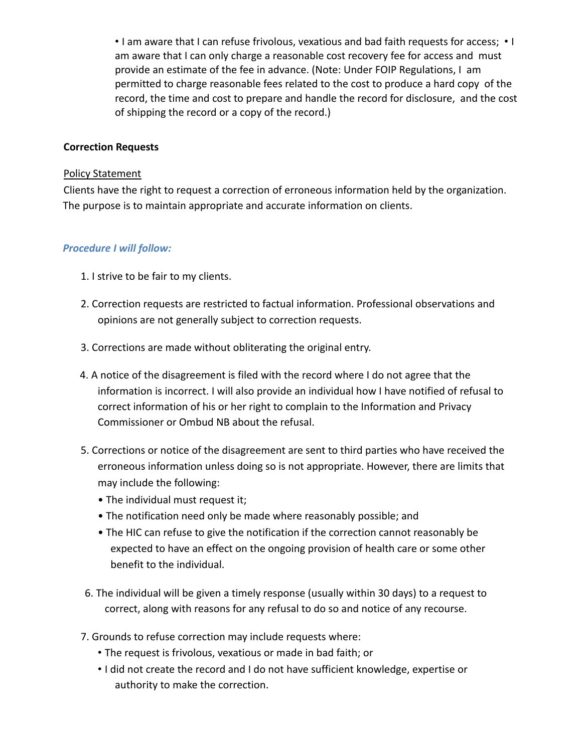- I am aware that I can refuse frivolous, vexatious and bad faith requests for access;
- I am aware that I can only charge a reasonable cost recovery fee for access and must provide an estimate of the fee in advance. (Note: Under FOIP Regulations, I am permitted to charge reasonable fees related to the cost to produce a hard copy of the record, the time and cost to prepare and handle the record for disclosure, and the cost of shipping the record or a copy of the record.)

**Correction Requests**

Policy Statement

Clients have the right to request a correction of erroneous information held by the organization. The purpose is to maintain appropriate and accurate information on clients.

***Procedure I will follow:***

1. I strive to be fair to my clients.
2. Correction requests are restricted to factual information. Professional observations and opinions are not generally subject to correction requests.
3. Corrections are made without obliterating the original entry.
4. A notice of the disagreement is filed with the record where I do not agree that the information is incorrect. I will also provide an individual how I have notified of refusal to correct information of his or her right to complain to the Information and Privacy Commissioner or Ombud NB about the refusal.
5. Corrections or notice of the disagreement are sent to third parties who have received the erroneous information unless doing so is not appropriate. However, there are limits that may include the following:
   - The individual must request it;
   - The notification need only be made where reasonably possible; and
   - The HIC can refuse to give the notification if the correction cannot reasonably be expected to have an effect on the ongoing provision of health care or some other benefit to the individual.
6. The individual will be given a timely response (usually within 30 days) to a request to correct, along with reasons for any refusal to do so and notice of any recourse.
7. Grounds to refuse correction may include requests where:
   - The request is frivolous, vexatious or made in bad faith; or
   - I did not create the record and I do not have sufficient knowledge, expertise or authority to make the correction.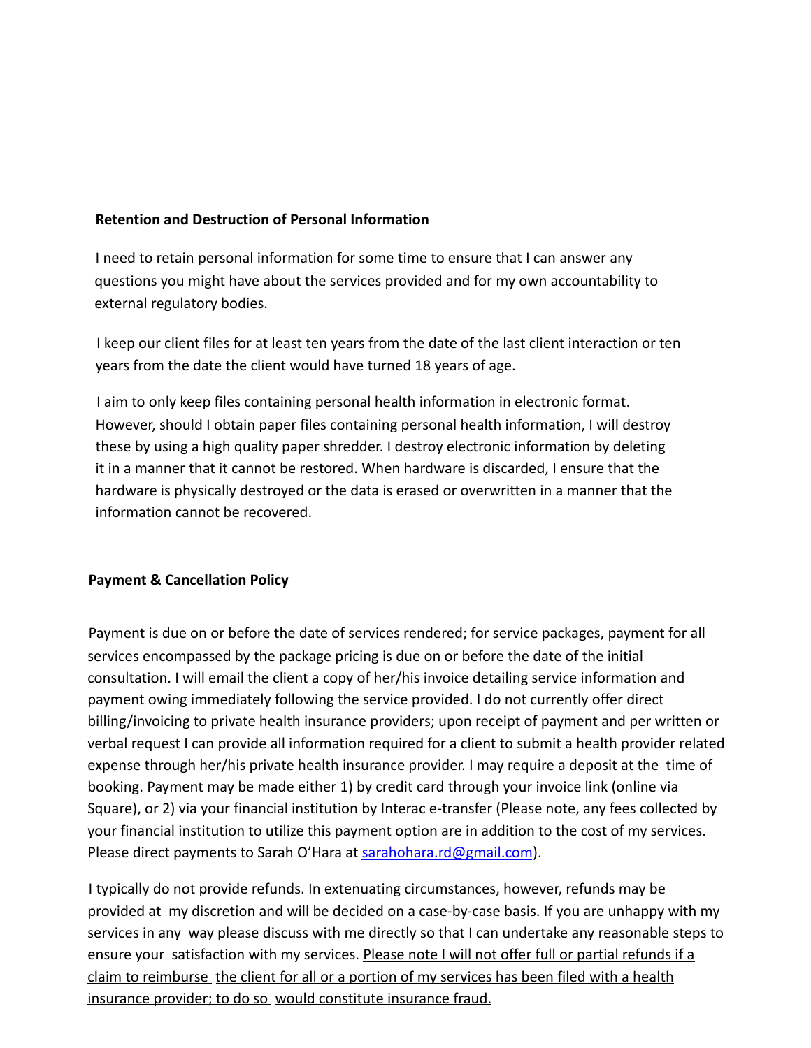**Retention and Destruction of Personal Information**

I need to retain personal information for some time to ensure that I can answer any questions you might have about the services provided and for my own accountability to external regulatory bodies.

I keep our client files for at least ten years from the date of the last client interaction or ten years from the date the client would have turned 18 years of age.

I aim to only keep files containing personal health information in electronic format. However, should I obtain paper files containing personal health information, I will destroy these by using a high quality paper shredder. I destroy electronic information by deleting it in a manner that it cannot be restored. When hardware is discarded, I ensure that the hardware is physically destroyed or the data is erased or overwritten in a manner that the information cannot be recovered.

**Payment & Cancellation Policy**

Payment is due on or before the date of services rendered; for service packages, payment for all services encompassed by the package pricing is due on or before the date of the initial consultation. I will email the client a copy of her/his invoice detailing service information and payment owing immediately following the service provided. I do not currently offer direct billing/invoicing to private health insurance providers; upon receipt of payment and per written or verbal request I can provide all information required for a client to submit a health provider related expense through her/his private health insurance provider. I may require a deposit at the time of booking. Payment may be made either 1) by credit card through your invoice link (online via Square), or 2) via your financial institution by Interac e-transfer (Please note, any fees collected by your financial institution to utilize this payment option are in addition to the cost of my services. Please direct payments to Sarah O'Hara at sarahohara.rd@gmail.com).

I typically do not provide refunds. In extenuating circumstances, however, refunds may be provided at my discretion and will be decided on a case-by-case basis. If you are unhappy with my services in any way please discuss with me directly so that I can undertake any reasonable steps to ensure your satisfaction with my services. <u>Please note I will not offer full or partial refunds if a claim to reimburse the client for all or a portion of my services has been filed with a health insurance provider; to do so would constitute insurance fraud.</u>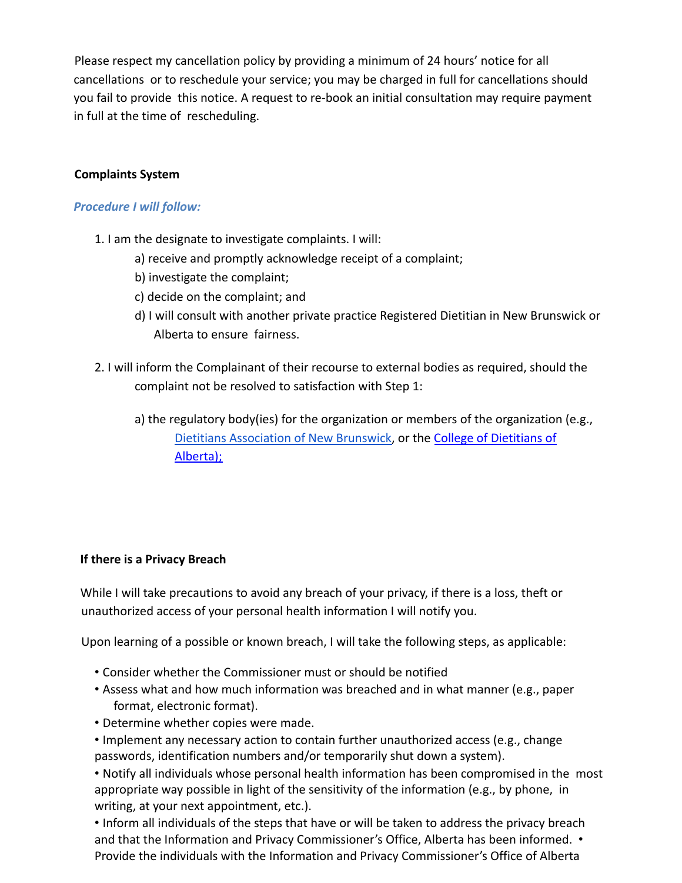Please respect my cancellation policy by providing a minimum of 24 hours' notice for all cancellations or to reschedule your service; you may be charged in full for cancellations should you fail to provide this notice. A request to re-book an initial consultation may require payment in full at the time of rescheduling.

**Complaints System**

***Procedure I will follow:***

1. I am the designate to investigate complaints. I will:
   - a) receive and promptly acknowledge receipt of a complaint;
   - b) investigate the complaint;
   - c) decide on the complaint; and
   - d) I will consult with another private practice Registered Dietitian in New Brunswick or Alberta to ensure fairness.
2. I will inform the Complainant of their recourse to external bodies as required, should the complaint not be resolved to satisfaction with Step 1:
   - a) the regulatory body(ies) for the organization or members of the organization (e.g., Dietitians Association of New Brunswick, or the College of Dietitians of Alberta);

**If there is a Privacy Breach**

While I will take precautions to avoid any breach of your privacy, if there is a loss, theft or unauthorized access of your personal health information I will notify you.

Upon learning of a possible or known breach, I will take the following steps, as applicable:

- Consider whether the Commissioner must or should be notified
- Assess what and how much information was breached and in what manner (e.g., paper format, electronic format).
- Determine whether copies were made.
- Implement any necessary action to contain further unauthorized access (e.g., change passwords, identification numbers and/or temporarily shut down a system).
- Notify all individuals whose personal health information has been compromised in the most appropriate way possible in light of the sensitivity of the information (e.g., by phone, in writing, at your next appointment, etc.).
- Inform all individuals of the steps that have or will be taken to address the privacy breach and that the Information and Privacy Commissioner's Office, Alberta has been informed.
- Provide the individuals with the Information and Privacy Commissioner's Office of Alberta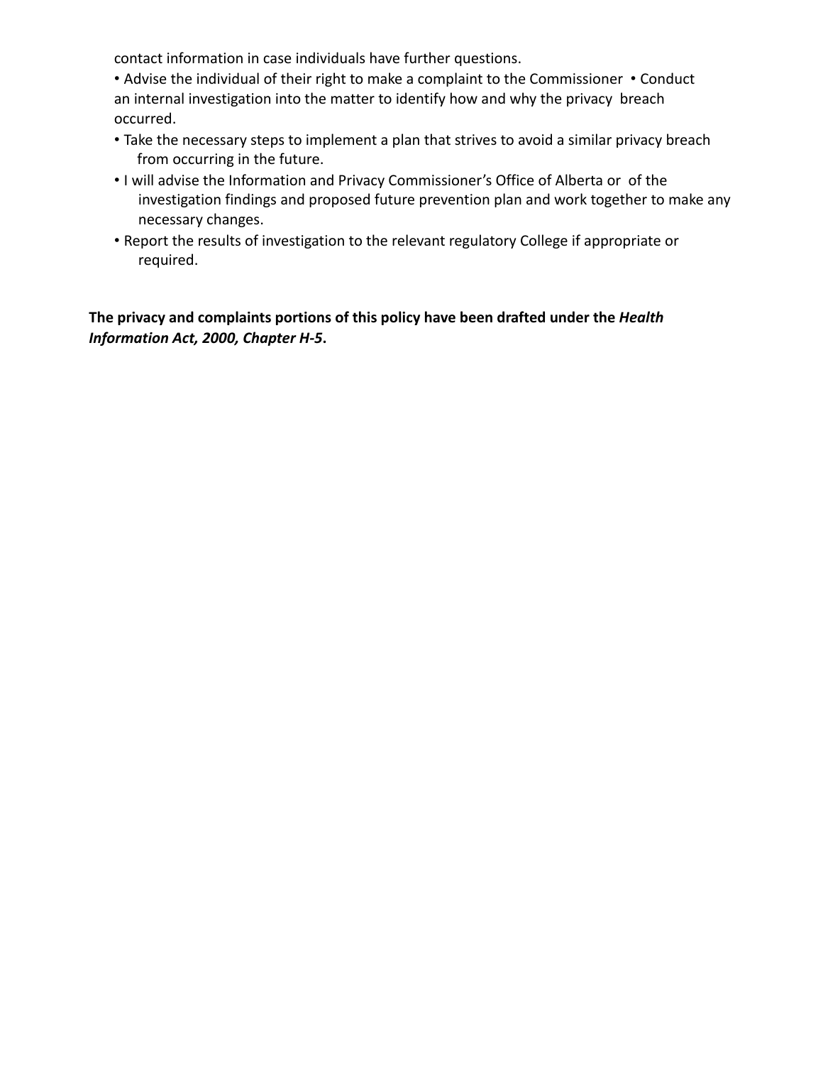contact information in case individuals have further questions.

- Advise the individual of their right to make a complaint to the Commissioner
- Conduct an internal investigation into the matter to identify how and why the privacy breach occurred.
- Take the necessary steps to implement a plan that strives to avoid a similar privacy breach from occurring in the future.
- I will advise the Information and Privacy Commissioner's Office of Alberta or of the investigation findings and proposed future prevention plan and work together to make any necessary changes.
- Report the results of investigation to the relevant regulatory College if appropriate or required.

**The privacy and complaints portions of this policy have been drafted under the *Health Information Act, 2000, Chapter H-5*.**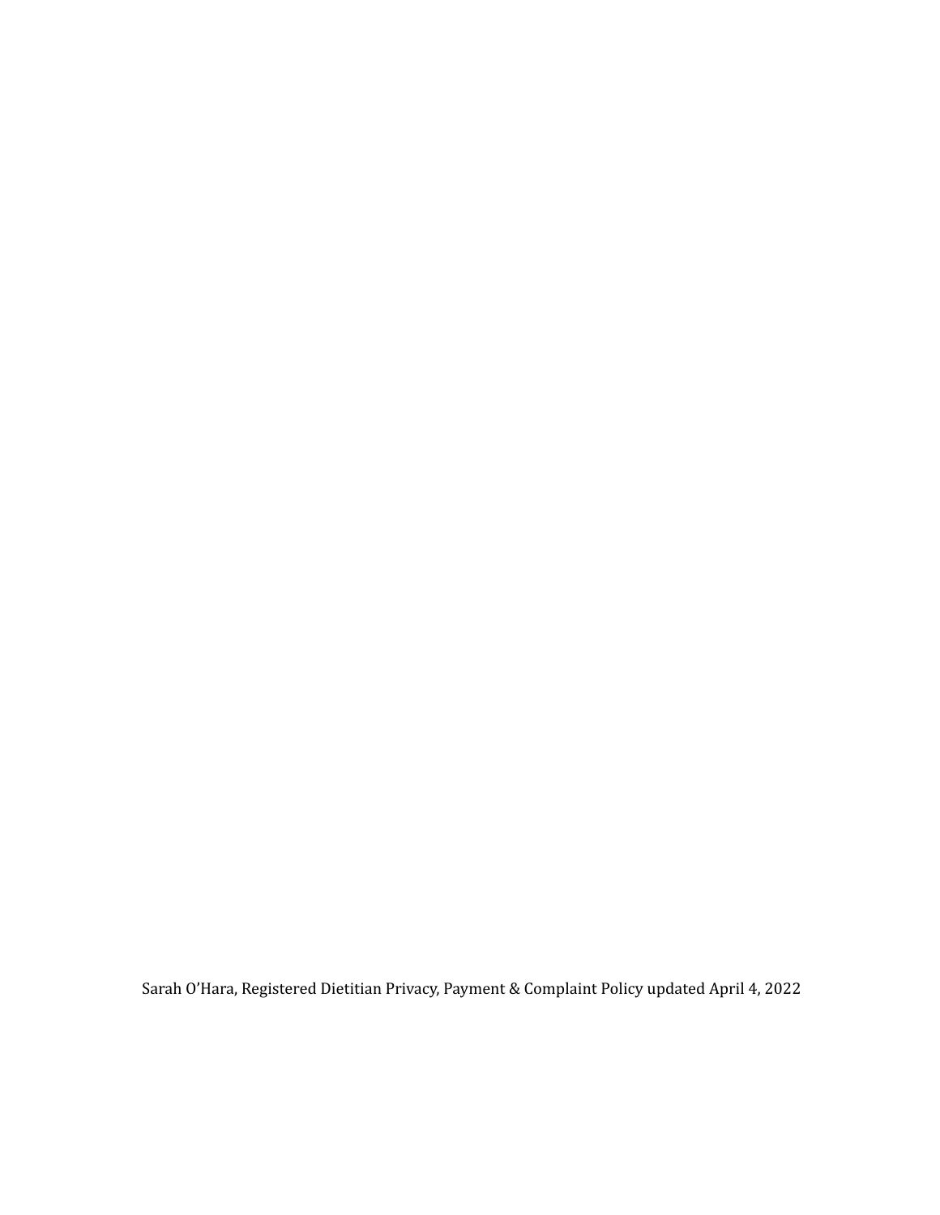Sarah O'Hara, Registered Dietitian Privacy, Payment & Complaint Policy updated April 4, 2022